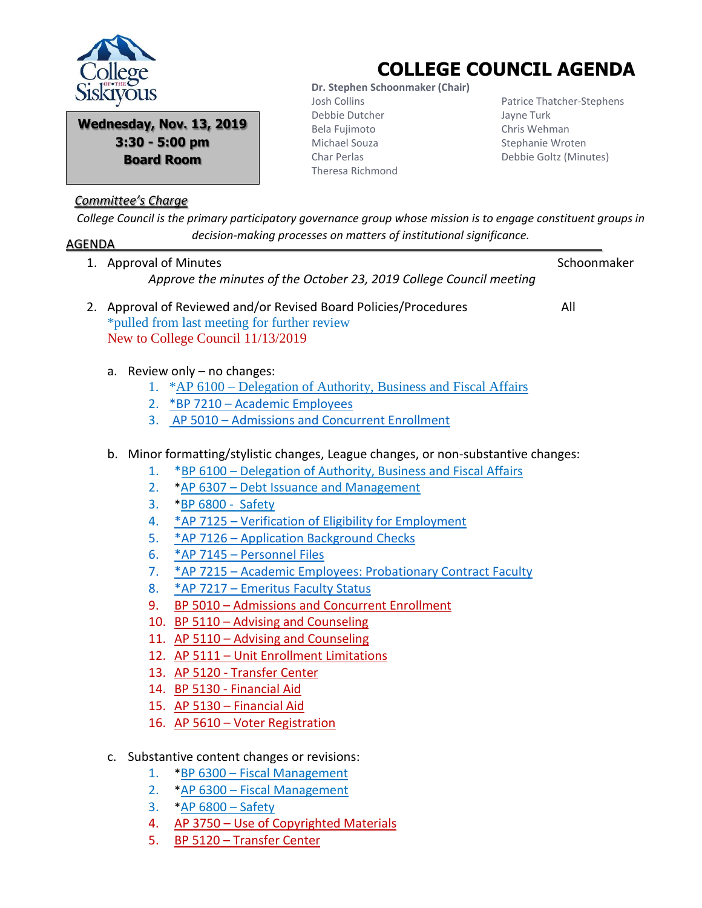College of the Siskiyous

**Wednesday, Nov. 13, 2019**
**3:30 - 5:00 pm**
**Board Room**

# COLLEGE COUNCIL AGENDA

**Dr. Stephen Schoonmaker (Chair)**

Josh Collins
Debbie Dutcher
Bela Fujimoto
Michael Souza
Char Perlas
Theresa Richmond
Patrice Thatcher-Stephens
Jayne Turk
Chris Wehman
Stephanie Wroten
Debbie Goltz (Minutes)

*Committee's Charge*

*College Council is the primary participatory governance group whose mission is to engage constituent groups in decision-making processes on matters of institutional significance.*

## AGENDA

1. Approval of Minutes — Schoonmaker
   *Approve the minutes of the October 23, 2019 College Council meeting*

2. Approval of Reviewed and/or Revised Board Policies/Procedures — All
   *pulled from last meeting for further review
   New to College Council 11/13/2019

   a. Review only – no changes:
      1. *AP 6100 – Delegation of Authority, Business and Fiscal Affairs
      2. *BP 7210 – Academic Employees
      3. AP 5010 – Admissions and Concurrent Enrollment

   b. Minor formatting/stylistic changes, League changes, or non-substantive changes:
      1. *BP 6100 – Delegation of Authority, Business and Fiscal Affairs
      2. *AP 6307 – Debt Issuance and Management
      3. *BP 6800 - Safety
      4. *AP 7125 – Verification of Eligibility for Employment
      5. *AP 7126 – Application Background Checks
      6. *AP 7145 – Personnel Files
      7. *AP 7215 – Academic Employees: Probationary Contract Faculty
      8. *AP 7217 – Emeritus Faculty Status
      9. BP 5010 – Admissions and Concurrent Enrollment
      10. BP 5110 – Advising and Counseling
      11. AP 5110 – Advising and Counseling
      12. AP 5111 – Unit Enrollment Limitations
      13. AP 5120 - Transfer Center
      14. BP 5130 - Financial Aid
      15. AP 5130 – Financial Aid
      16. AP 5610 – Voter Registration

   c. Substantive content changes or revisions:
      1. *BP 6300 – Fiscal Management
      2. *AP 6300 – Fiscal Management
      3. *AP 6800 – Safety
      4. AP 3750 – Use of Copyrighted Materials
      5. BP 5120 – Transfer Center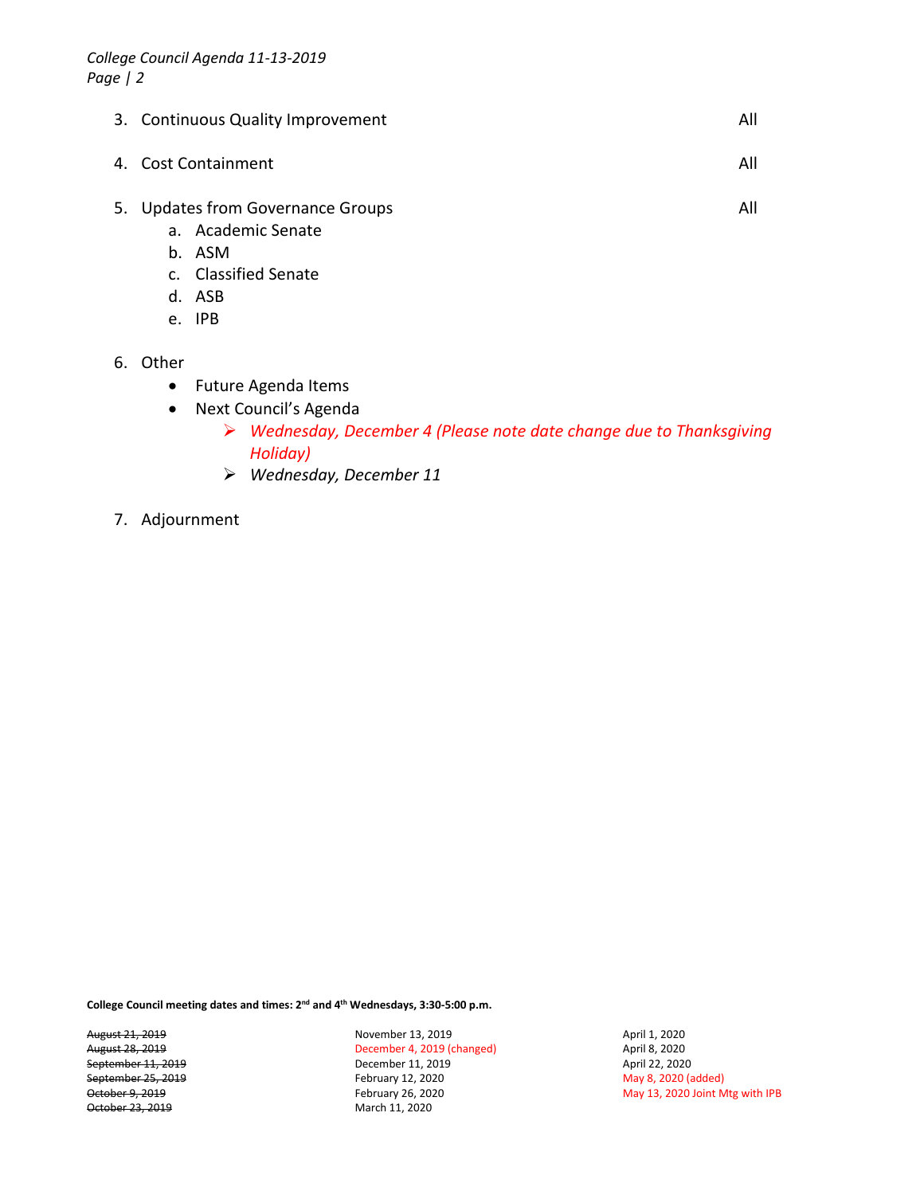3. Continuous Quality Improvement — All

4. Cost Containment — All

5. Updates from Governance Groups — All
   a. Academic Senate
   b. ASM
   c. Classified Senate
   d. ASB
   e. IPB

6. Other
   - Future Agenda Items
   - Next Council's Agenda
     - *Wednesday, December 4 (Please note date change due to Thanksgiving Holiday)*
     - *Wednesday, December 11*

7. Adjournment

**College Council meeting dates and times: 2nd and 4th Wednesdays, 3:30-5:00 p.m.**

| | | |
|---|---|---|
| ~~August 21, 2019~~ | November 13, 2019 | April 1, 2020 |
| ~~August 28, 2019~~ | December 4, 2019 (changed) | April 8, 2020 |
| ~~September 11, 2019~~ | December 11, 2019 | April 22, 2020 |
| ~~September 25, 2019~~ | February 12, 2020 | May 8, 2020 (added) |
| ~~October 9, 2019~~ | February 26, 2020 | May 13, 2020 Joint Mtg with IPB |
| ~~October 23, 2019~~ | March 11, 2020 | |